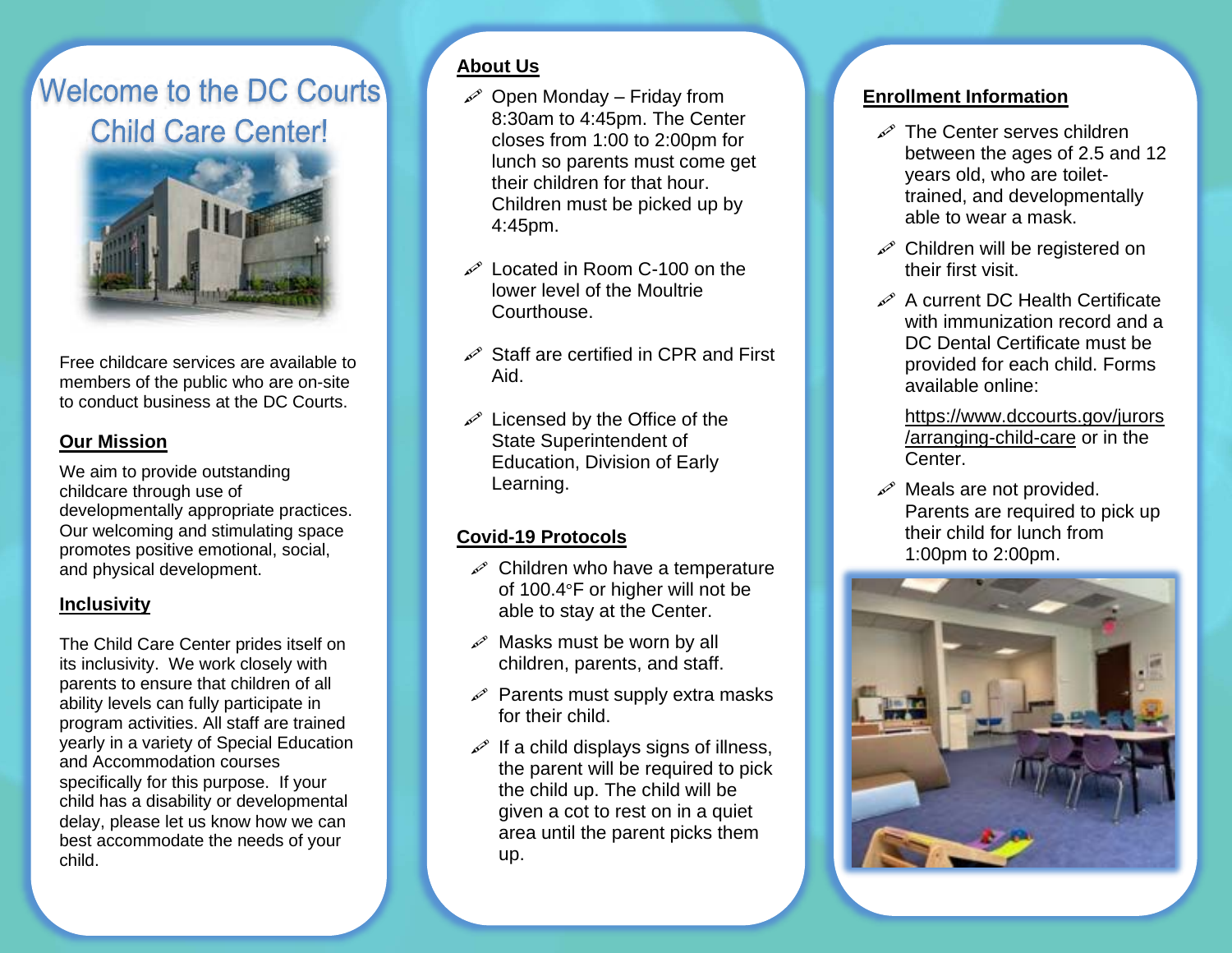# Welcome to the DC Courts Child Care Center!

Free childcare services are available to members of the public who are on-site to conduct business at the DC Courts.

## Our Mission

We aim to provide outstanding childcare through use of developmentally appropriate practices. Our welcoming and stimulating space promotes positive emotional, social, and physical development.

## Inclusivity

The Child Care Center prides itself on its inclusivity. We work closely with parents to ensure that children of all ability levels can fully participate in program activities. All staff are trained yearly in a variety of Special Education and Accommodation courses specifically for this purpose. If your child has a disability or developmental delay, please let us know how we can best accommodate the needs of your child.

## About Us

- Open Monday – Friday from 8:30am to 4:45pm. The Center closes from 1:00 to 2:00pm for lunch so parents must come get their children for that hour. Children must be picked up by 4:45pm.
- Located in Room C-100 on the lower level of the Moultrie Courthouse.
- Staff are certified in CPR and First Aid.
- Licensed by the Office of the State Superintendent of Education, Division of Early Learning.

## Covid-19 Protocols

- Children who have a temperature of 100.4°F or higher will not be able to stay at the Center.
- Masks must be worn by all children, parents, and staff.
- Parents must supply extra masks for their child.
- If a child displays signs of illness, the parent will be required to pick the child up. The child will be given a cot to rest on in a quiet area until the parent picks them up.

## Enrollment Information

- The Center serves children between the ages of 2.5 and 12 years old, who are toilet-trained, and developmentally able to wear a mask.
- Children will be registered on their first visit.
- A current DC Health Certificate with immunization record and a DC Dental Certificate must be provided for each child. Forms available online:

  https://www.dccourts.gov/jurors/arranging-child-care or in the Center.
- Meals are not provided. Parents are required to pick up their child for lunch from 1:00pm to 2:00pm.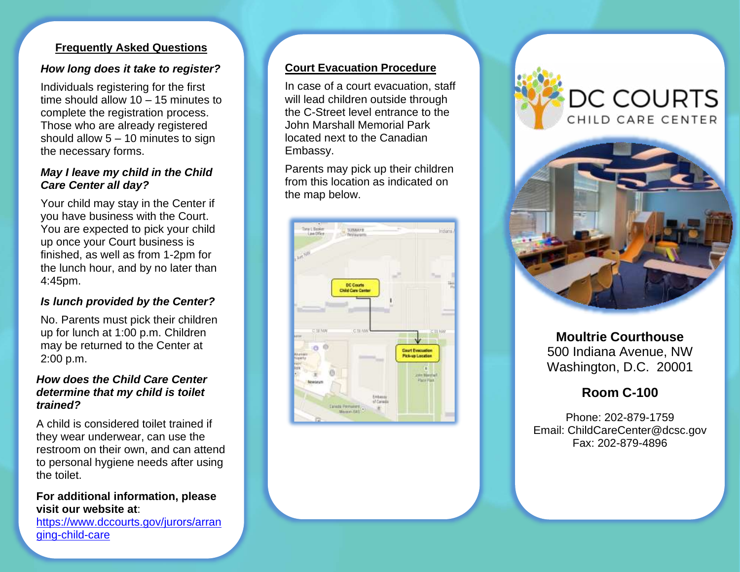## Frequently Asked Questions

***How long does it take to register?***

Individuals registering for the first time should allow 10 – 15 minutes to complete the registration process. Those who are already registered should allow 5 – 10 minutes to sign the necessary forms.

***May I leave my child in the Child Care Center all day?***

Your child may stay in the Center if you have business with the Court. You are expected to pick your child up once your Court business is finished, as well as from 1-2pm for the lunch hour, and by no later than 4:45pm.

***Is lunch provided by the Center?***

No. Parents must pick their children up for lunch at 1:00 p.m. Children may be returned to the Center at 2:00 p.m.

***How does the Child Care Center determine that my child is toilet trained?***

A child is considered toilet trained if they wear underwear, can use the restroom on their own, and can attend to personal hygiene needs after using the toilet.

**For additional information, please visit our website at**: [https://www.dccourts.gov/jurors/arranging-child-care](https://www.dccourts.gov/jurors/arranging-child-care)

## Court Evacuation Procedure

In case of a court evacuation, staff will lead children outside through the C-Street level entrance to the John Marshall Memorial Park located next to the Canadian Embassy.

Parents may pick up their children from this location as indicated on the map below.

DC Courts Child Care Center

Court Evacuation Pick-up Location

# DC COURTS CHILD CARE CENTER

**Moultrie Courthouse**
500 Indiana Avenue, NW
Washington, D.C. 20001

**Room C-100**

Phone: 202-879-1759
Email: ChildCareCenter@dcsc.gov
Fax: 202-879-4896